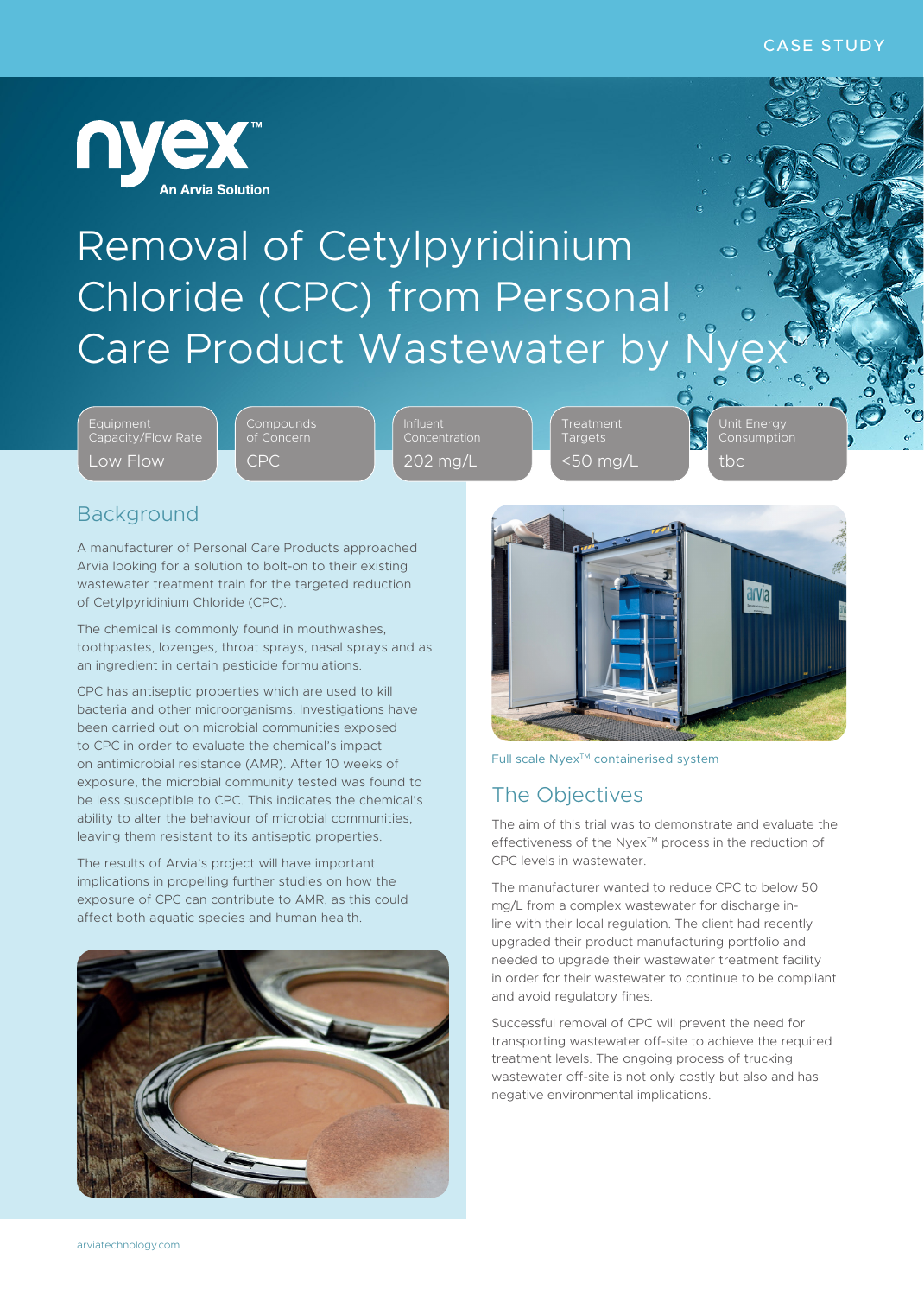CASE STUDY

nyex™ An Arvia Solution

# Removal of Cetylpyridinium Chloride (CPC) from Personal Care Product Wastewater by Nyex

| Equipment Capacity/Flow Rate | Compounds of Concern | Influent Concentration | Treatment Targets | Unit Energy Consumption |
|---|---|---|---|---|
| Low Flow | CPC | 202 mg/L | <50 mg/L | tbc |

## Background

A manufacturer of Personal Care Products approached Arvia looking for a solution to bolt-on to their existing wastewater treatment train for the targeted reduction of Cetylpyridinium Chloride (CPC).

The chemical is commonly found in mouthwashes, toothpastes, lozenges, throat sprays, nasal sprays and as an ingredient in certain pesticide formulations.

CPC has antiseptic properties which are used to kill bacteria and other microorganisms. Investigations have been carried out on microbial communities exposed to CPC in order to evaluate the chemical's impact on antimicrobial resistance (AMR). After 10 weeks of exposure, the microbial community tested was found to be less susceptible to CPC. This indicates the chemical's ability to alter the behaviour of microbial communities, leaving them resistant to its antiseptic properties.

The results of Arvia's project will have important implications in propelling further studies on how the exposure of CPC can contribute to AMR, as this could affect both aquatic species and human health.

Full scale Nyex™ containerised system

## The Objectives

The aim of this trial was to demonstrate and evaluate the effectiveness of the Nyex™ process in the reduction of CPC levels in wastewater.

The manufacturer wanted to reduce CPC to below 50 mg/L from a complex wastewater for discharge in-line with their local regulation. The client had recently upgraded their product manufacturing portfolio and needed to upgrade their wastewater treatment facility in order for their wastewater to continue to be compliant and avoid regulatory fines.

Successful removal of CPC will prevent the need for transporting wastewater off-site to achieve the required treatment levels. The ongoing process of trucking wastewater off-site is not only costly but also and has negative environmental implications.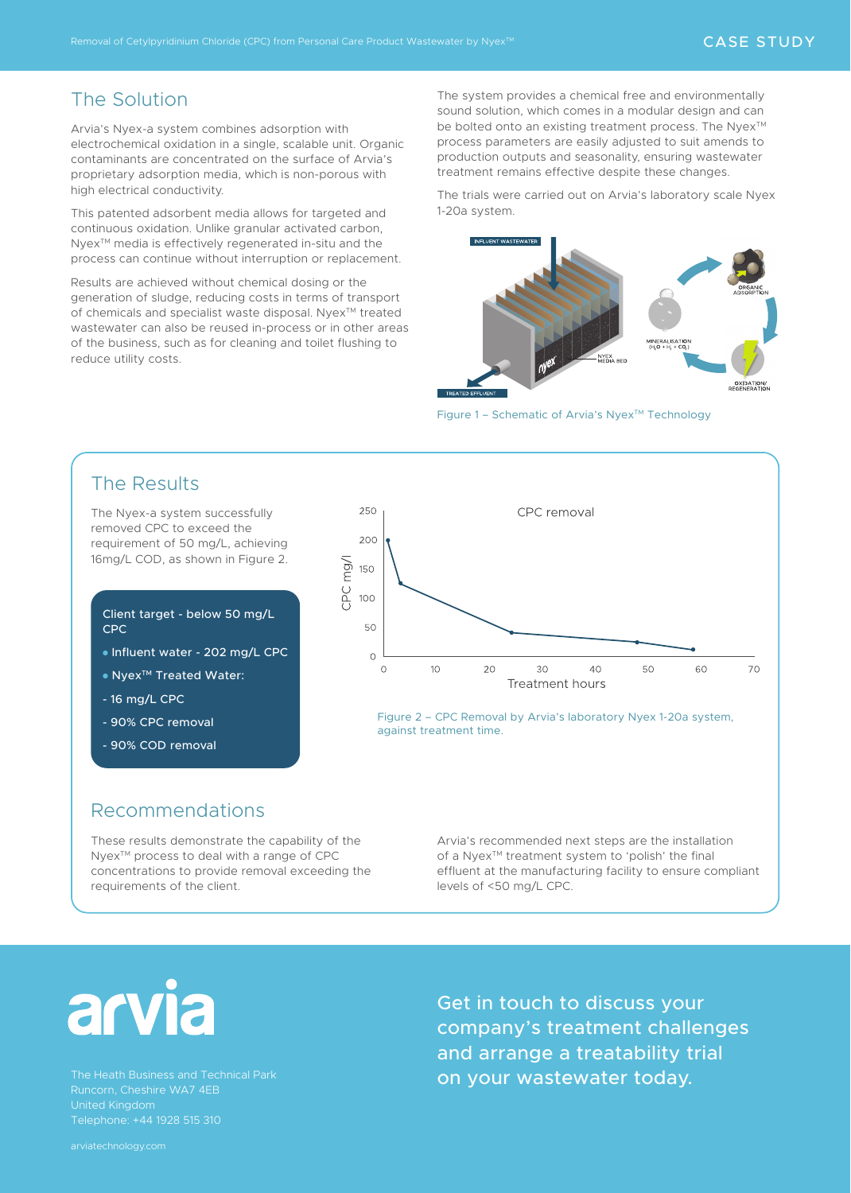## The Solution

Arvia's Nyex-a system combines adsorption with electrochemical oxidation in a single, scalable unit. Organic contaminants are concentrated on the surface of Arvia's proprietary adsorption media, which is non-porous with high electrical conductivity.

This patented adsorbent media allows for targeted and continuous oxidation. Unlike granular activated carbon, Nyex™ media is effectively regenerated in-situ and the process can continue without interruption or replacement.

Results are achieved without chemical dosing or the generation of sludge, reducing costs in terms of transport of chemicals and specialist waste disposal. Nyex™ treated wastewater can also be reused in-process or in other areas of the business, such as for cleaning and toilet flushing to reduce utility costs.

The system provides a chemical free and environmentally sound solution, which comes in a modular design and can be bolted onto an existing treatment process. The Nyex™ process parameters are easily adjusted to suit amends to production outputs and seasonality, ensuring wastewater treatment remains effective despite these changes.

The trials were carried out on Arvia's laboratory scale Nyex 1-20a system.

INFLUENT WASTEWATER
NYEX MEDIA BED
TREATED EFFLUENT
ORGANIC ADSORPTION
OXIDATION/ REGENERATION
MINERALISATION ($H_2O + H_2 + CO_2$)

Figure 1 – Schematic of Arvia's Nyex™ Technology

## The Results

The Nyex-a system successfully removed CPC to exceed the requirement of 50 mg/L, achieving 16mg/L COD, as shown in Figure 2.

Client target - below 50 mg/L CPC

- Influent water - 202 mg/L CPC
- Nyex™ Treated Water:
  - 16 mg/L CPC
  - 90% CPC removal
  - 90% COD removal

CPC removal
CPC mg/l
0, 50, 100, 150, 200, 250
Treatment hours
0, 10, 20, 30, 40, 50, 60, 70

Figure 2 – CPC Removal by Arvia's laboratory Nyex 1-20a system, against treatment time.

## Recommendations

These results demonstrate the capability of the Nyex™ process to deal with a range of CPC concentrations to provide removal exceeding the requirements of the client.

Arvia's recommended next steps are the installation of a Nyex™ treatment system to 'polish' the final effluent at the manufacturing facility to ensure compliant levels of <50 mg/L CPC.

arvia

The Heath Business and Technical Park
Runcorn, Cheshire WA7 4EB
United Kingdom
Telephone: +44 1928 515 310

arviatechnology.com

Get in touch to discuss your company's treatment challenges and arrange a treatability trial on your wastewater today.